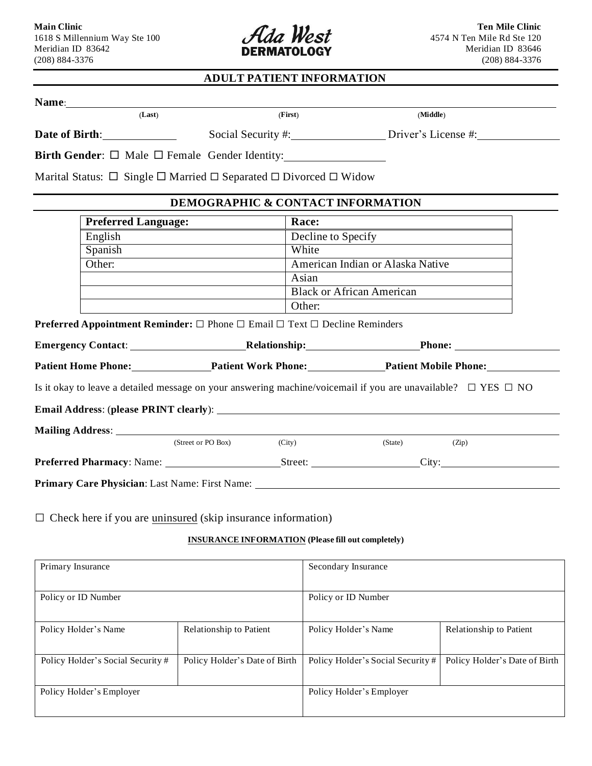**Main Clinic**
1618 S Millennium Way Ste 100
Meridian ID 83642
(208) 884-3376

*Ada West*
**DERMATOLOGY**

**Ten Mile Clinic**
4574 N Ten Mile Rd Ste 120
Meridian ID 83646
(208) 884-3376

## ADULT PATIENT INFORMATION

**Name**: ______________________________________________________________
(**Last**) (**First**) (**Middle**)

**Date of Birth**: ____________ Social Security #: ______________ Driver's License #: ______________

**Birth Gender**: ☐ Male ☐ Female Gender Identity: ________________

Marital Status: ☐ Single ☐ Married ☐ Separated ☐ Divorced ☐ Widow

## DEMOGRAPHIC & CONTACT INFORMATION

| Preferred Language: | Race: |
|---|---|
| English | Decline to Specify |
| Spanish | White |
| Other: | American Indian or Alaska Native |
| | Asian |
| | Black or African American |
| | Other: |

**Preferred Appointment Reminder:** ☐ Phone ☐ Email ☐ Text ☐ Decline Reminders

**Emergency Contact**: ____________________ **Relationship:** ____________________ **Phone:** ____________________

**Patient Home Phone:** ______________ **Patient Work Phone:** ______________ **Patient Mobile Phone:** ______________

Is it okay to leave a detailed message on your answering machine/voicemail if you are unavailable? ☐ YES ☐ NO

**Email Address**: (**please PRINT clearly**): ______________________________________________

**Mailing Address**: ______________________________________________________________
(Street or PO Box) (City) (State) (Zip)

**Preferred Pharmacy**: Name: ____________________ Street: ____________________ City: ____________________

**Primary Care Physician**: Last Name: First Name: ______________________________________________

☐ Check here if you are uninsured (skip insurance information)

**INSURANCE INFORMATION (Please fill out completely)**

| Primary Insurance | | Secondary Insurance | |
|---|---|---|---|
| Policy or ID Number | | Policy or ID Number | |
| Policy Holder's Name | Relationship to Patient | Policy Holder's Name | Relationship to Patient |
| Policy Holder's Social Security # | Policy Holder's Date of Birth | Policy Holder's Social Security # | Policy Holder's Date of Birth |
| Policy Holder's Employer | | Policy Holder's Employer | |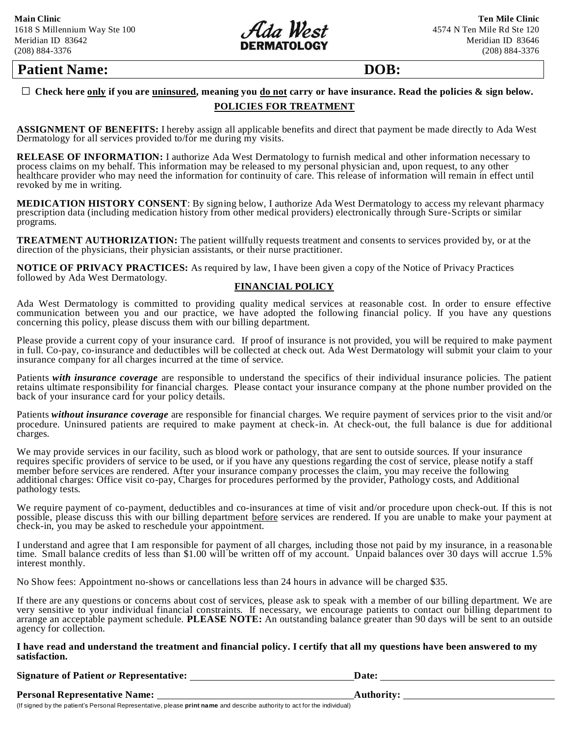**Main Clinic**
1618 S Millennium Way Ste 100
Meridian ID 83642
(208) 884-3376

**Ada West DERMATOLOGY**

**Ten Mile Clinic**
4574 N Ten Mile Rd Ste 120
Meridian ID 83646
(208) 884-3376

## Patient Name: DOB:

☐ **Check here only if you are uninsured, meaning you do not carry or have insurance. Read the policies & sign below.**

### POLICIES FOR TREATMENT

**ASSIGNMENT OF BENEFITS:** I hereby assign all applicable benefits and direct that payment be made directly to Ada West Dermatology for all services provided to/for me during my visits.

**RELEASE OF INFORMATION:** I authorize Ada West Dermatology to furnish medical and other information necessary to process claims on my behalf. This information may be released to my personal physician and, upon request, to any other healthcare provider who may need the information for continuity of care. This release of information will remain in effect until revoked by me in writing.

**MEDICATION HISTORY CONSENT**: By signing below, I authorize Ada West Dermatology to access my relevant pharmacy prescription data (including medication history from other medical providers) electronically through Sure-Scripts or similar programs.

**TREATMENT AUTHORIZATION:** The patient willfully requests treatment and consents to services provided by, or at the direction of the physicians, their physician assistants, or their nurse practitioner.

**NOTICE OF PRIVACY PRACTICES:** As required by law, I have been given a copy of the Notice of Privacy Practices followed by Ada West Dermatology.

### FINANCIAL POLICY

Ada West Dermatology is committed to providing quality medical services at reasonable cost. In order to ensure effective communication between you and our practice, we have adopted the following financial policy. If you have any questions concerning this policy, please discuss them with our billing department.

Please provide a current copy of your insurance card. If proof of insurance is not provided, you will be required to make payment in full. Co-pay, co-insurance and deductibles will be collected at check out. Ada West Dermatology will submit your claim to your insurance company for all charges incurred at the time of service.

Patients ***with insurance coverage*** are responsible to understand the specifics of their individual insurance policies. The patient retains ultimate responsibility for financial charges. Please contact your insurance company at the phone number provided on the back of your insurance card for your policy details.

Patients ***without insurance coverage*** are responsible for financial charges. We require payment of services prior to the visit and/or procedure. Uninsured patients are required to make payment at check-in. At check-out, the full balance is due for additional charges.

We may provide services in our facility, such as blood work or pathology, that are sent to outside sources. If your insurance requires specific providers of service to be used, or if you have any questions regarding the cost of service, please notify a staff member before services are rendered. After your insurance company processes the claim, you may receive the following additional charges: Office visit co-pay, Charges for procedures performed by the provider, Pathology costs, and Additional pathology tests.

We require payment of co-payment, deductibles and co-insurances at time of visit and/or procedure upon check-out. If this is not possible, please discuss this with our billing department before services are rendered. If you are unable to make your payment at check-in, you may be asked to reschedule your appointment.

I understand and agree that I am responsible for payment of all charges, including those not paid by my insurance, in a reasonable time. Small balance credits of less than $1.00 will be written off of my account. Unpaid balances over 30 days will accrue 1.5% interest monthly.

No Show fees: Appointment no-shows or cancellations less than 24 hours in advance will be charged $35.

If there are any questions or concerns about cost of services, please ask to speak with a member of our billing department. We are very sensitive to your individual financial constraints. If necessary, we encourage patients to contact our billing department to arrange an acceptable payment schedule. **PLEASE NOTE:** An outstanding balance greater than 90 days will be sent to an outside agency for collection.

**I have read and understand the treatment and financial policy. I certify that all my questions have been answered to my satisfaction.**

**Signature of Patient *or* Representative:** ______________________ **Date:** ______________________

**Personal Representative Name:** ______________________ **Authority:** ______________________

(If signed by the patient's Personal Representative, please **print name** and describe authority to act for the individual)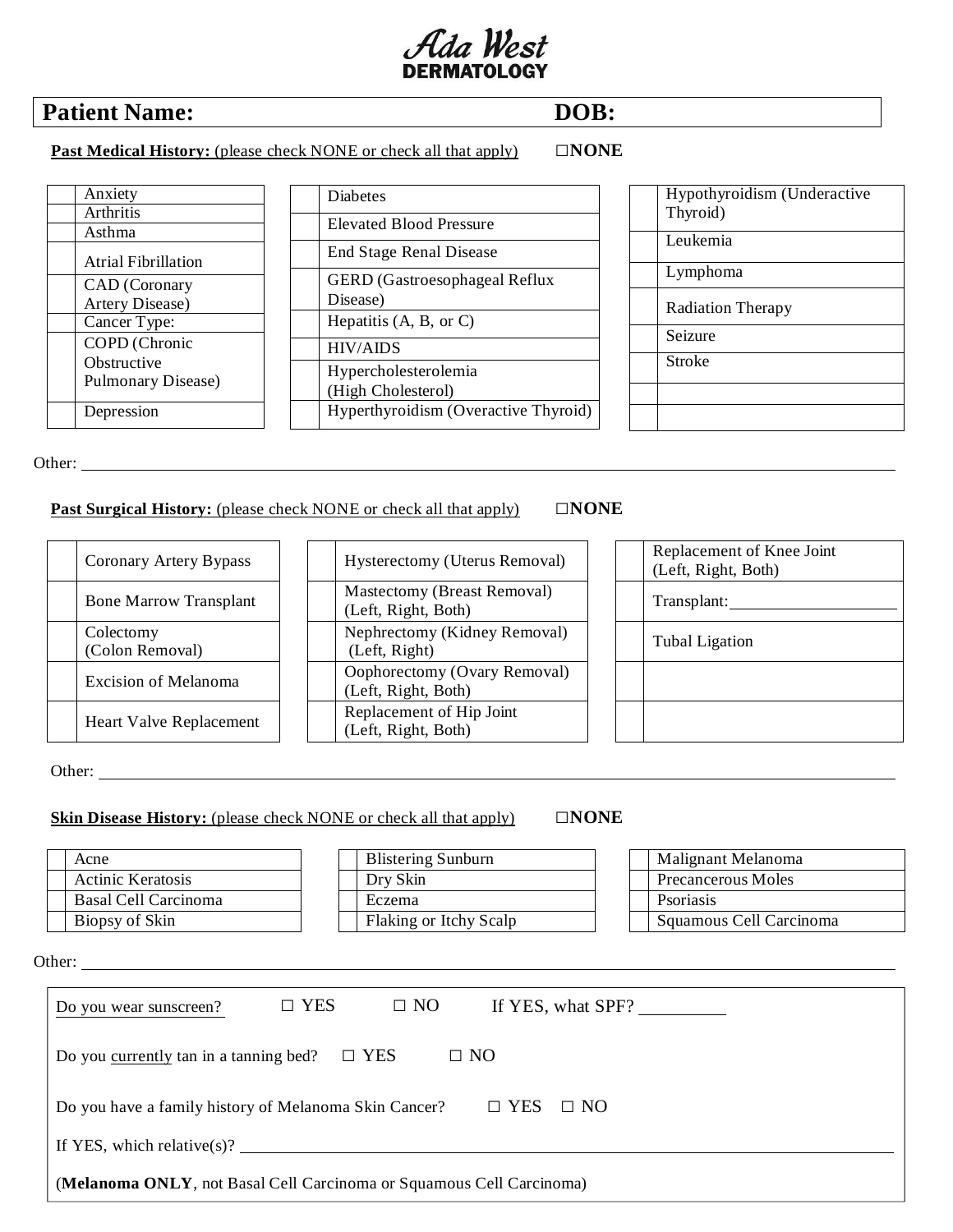# *Ada West* DERMATOLOGY

**Patient Name:** **DOB:**

**Past Medical History:** (please check NONE or check all that apply) ☐**NONE**

| | | | | | |
|---|---|---|---|---|---|
| | Anxiety | | Diabetes | | Hypothyroidism (Underactive Thyroid) |
| | Arthritis | | Elevated Blood Pressure | | Leukemia |
| | Asthma | | End Stage Renal Disease | | Lymphoma |
| | Atrial Fibrillation | | GERD (Gastroesophageal Reflux Disease) | | Radiation Therapy |
| | CAD (Coronary Artery Disease) | | Hepatitis (A, B, or C) | | Seizure |
| | Cancer Type: | | HIV/AIDS | | Stroke |
| | COPD (Chronic Obstructive Pulmonary Disease) | | Hypercholesterolemia (High Cholesterol) | | |
| | Depression | | Hyperthyroidism (Overactive Thyroid) | | |

Other: ______________________________

**Past Surgical History:** (please check NONE or check all that apply) ☐**NONE**

| | | | | | |
|---|---|---|---|---|---|
| | Coronary Artery Bypass | | Hysterectomy (Uterus Removal) | | Replacement of Knee Joint (Left, Right, Both) |
| | Bone Marrow Transplant | | Mastectomy (Breast Removal) (Left, Right, Both) | | Transplant: __________ |
| | Colectomy (Colon Removal) | | Nephrectomy (Kidney Removal) (Left, Right) | | Tubal Ligation |
| | Excision of Melanoma | | Oophorectomy (Ovary Removal) (Left, Right, Both) | | |
| | Heart Valve Replacement | | Replacement of Hip Joint (Left, Right, Both) | | |

Other: ______________________________

**Skin Disease History:** (please check NONE or check all that apply) ☐**NONE**

| | | | | | |
|---|---|---|---|---|---|
| | Acne | | Blistering Sunburn | | Malignant Melanoma |
| | Actinic Keratosis | | Dry Skin | | Precancerous Moles |
| | Basal Cell Carcinoma | | Eczema | | Psoriasis |
| | Biopsy of Skin | | Flaking or Itchy Scalp | | Squamous Cell Carcinoma |

Other: ______________________________

Do you wear sunscreen? ☐ YES ☐ NO If YES, what SPF? __________

Do you currently tan in a tanning bed? ☐ YES ☐ NO

Do you have a family history of Melanoma Skin Cancer? ☐ YES ☐ NO

If YES, which relative(s)? ______________________________

(**Melanoma ONLY**, not Basal Cell Carcinoma or Squamous Cell Carcinoma)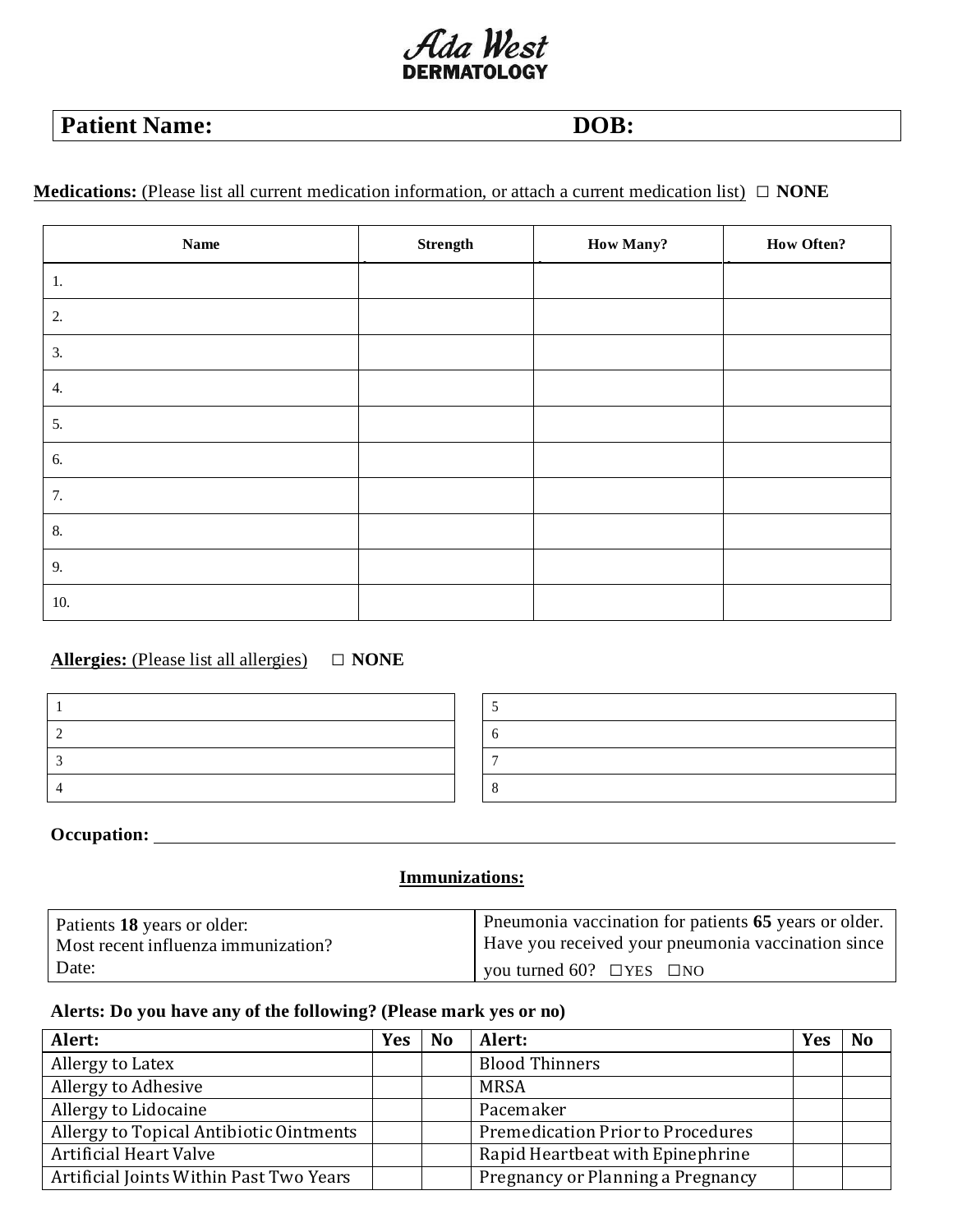# Ada West
## DERMATOLOGY

| **Patient Name:** | **DOB:** |
|---|---|

**Medications:** (Please list all current medication information, or attach a current medication list) ☐ **NONE**

| Name | Strength | How Many? | How Often? |
|---|---|---|---|
| 1. | | | |
| 2. | | | |
| 3. | | | |
| 4. | | | |
| 5. | | | |
| 6. | | | |
| 7. | | | |
| 8. | | | |
| 9. | | | |
| 10. | | | |

**Allergies:** (Please list all allergies) ☐ **NONE**

| | |
|---|---|
| 1 | 5 |
| 2 | 6 |
| 3 | 7 |
| 4 | 8 |

**Occupation:** ______________________________

**Immunizations:**

| Patients **18** years or older:<br>Most recent influenza immunization?<br>Date: | Pneumonia vaccination for patients **65** years or older.<br>Have you received your pneumonia vaccination since you turned 60? ☐YES ☐NO |
|---|---|

**Alerts: Do you have any of the following? (Please mark yes or no)**

| Alert: | Yes | No | Alert: | Yes | No |
|---|---|---|---|---|---|
| Allergy to Latex | | | Blood Thinners | | |
| Allergy to Adhesive | | | MRSA | | |
| Allergy to Lidocaine | | | Pacemaker | | |
| Allergy to Topical Antibiotic Ointments | | | Premedication Prior to Procedures | | |
| Artificial Heart Valve | | | Rapid Heartbeat with Epinephrine | | |
| Artificial Joints Within Past Two Years | | | Pregnancy or Planning a Pregnancy | | |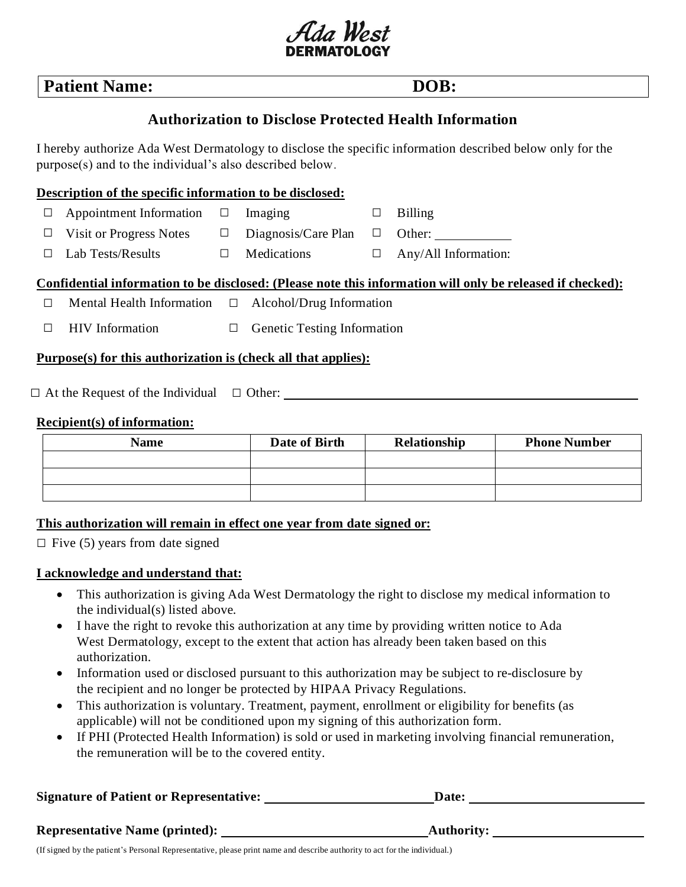Ada West
DERMATOLOGY

**Patient Name:** **DOB:**

## Authorization to Disclose Protected Health Information

I hereby authorize Ada West Dermatology to disclose the specific information described below only for the purpose(s) and to the individual's also described below.

**Description of the specific information to be disclosed:**

☐ Appointment Information ☐ Imaging ☐ Billing

☐ Visit or Progress Notes ☐ Diagnosis/Care Plan ☐ Other: ___________

☐ Lab Tests/Results ☐ Medications ☐ Any/All Information:

**Confidential information to be disclosed: (Please note this information will only be released if checked):**

☐ Mental Health Information ☐ Alcohol/Drug Information

☐ HIV Information ☐ Genetic Testing Information

**Purpose(s) for this authorization is (check all that applies):**

☐ At the Request of the Individual ☐ Other: ___________________________________________

**Recipient(s) of information:**

| Name | Date of Birth | Relationship | Phone Number |
|---|---|---|---|
| | | | |
| | | | |
| | | | |

**This authorization will remain in effect one year from date signed or:**

☐ Five (5) years from date signed

**I acknowledge and understand that:**

- This authorization is giving Ada West Dermatology the right to disclose my medical information to the individual(s) listed above.
- I have the right to revoke this authorization at any time by providing written notice to Ada West Dermatology, except to the extent that action has already been taken based on this authorization.
- Information used or disclosed pursuant to this authorization may be subject to re-disclosure by the recipient and no longer be protected by HIPAA Privacy Regulations.
- This authorization is voluntary. Treatment, payment, enrollment or eligibility for benefits (as applicable) will not be conditioned upon my signing of this authorization form.
- If PHI (Protected Health Information) is sold or used in marketing involving financial remuneration, the remuneration will be to the covered entity.

**Signature of Patient or Representative:** ______________________ **Date:** ______________________

**Representative Name (printed):** ______________________ **Authority:** ______________________

(If signed by the patient's Personal Representative, please print name and describe authority to act for the individual.)